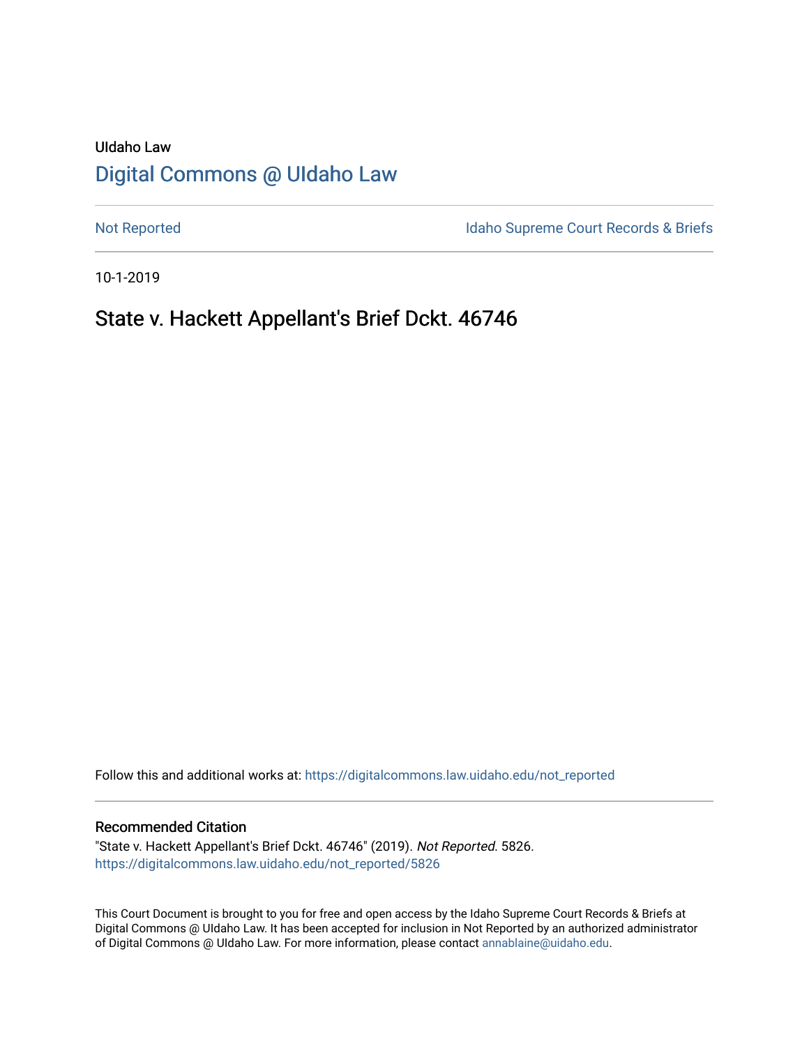UIdaho Law

# Digital Commons @ UIdaho Law

Not Reported

Idaho Supreme Court Records & Briefs

10-1-2019

## State v. Hackett Appellant's Brief Dckt. 46746

Follow this and additional works at: https://digitalcommons.law.uidaho.edu/not_reported

### Recommended Citation

"State v. Hackett Appellant's Brief Dckt. 46746" (2019). *Not Reported*. 5826.
https://digitalcommons.law.uidaho.edu/not_reported/5826

This Court Document is brought to you for free and open access by the Idaho Supreme Court Records & Briefs at Digital Commons @ UIdaho Law. It has been accepted for inclusion in Not Reported by an authorized administrator of Digital Commons @ UIdaho Law. For more information, please contact annablaine@uidaho.edu.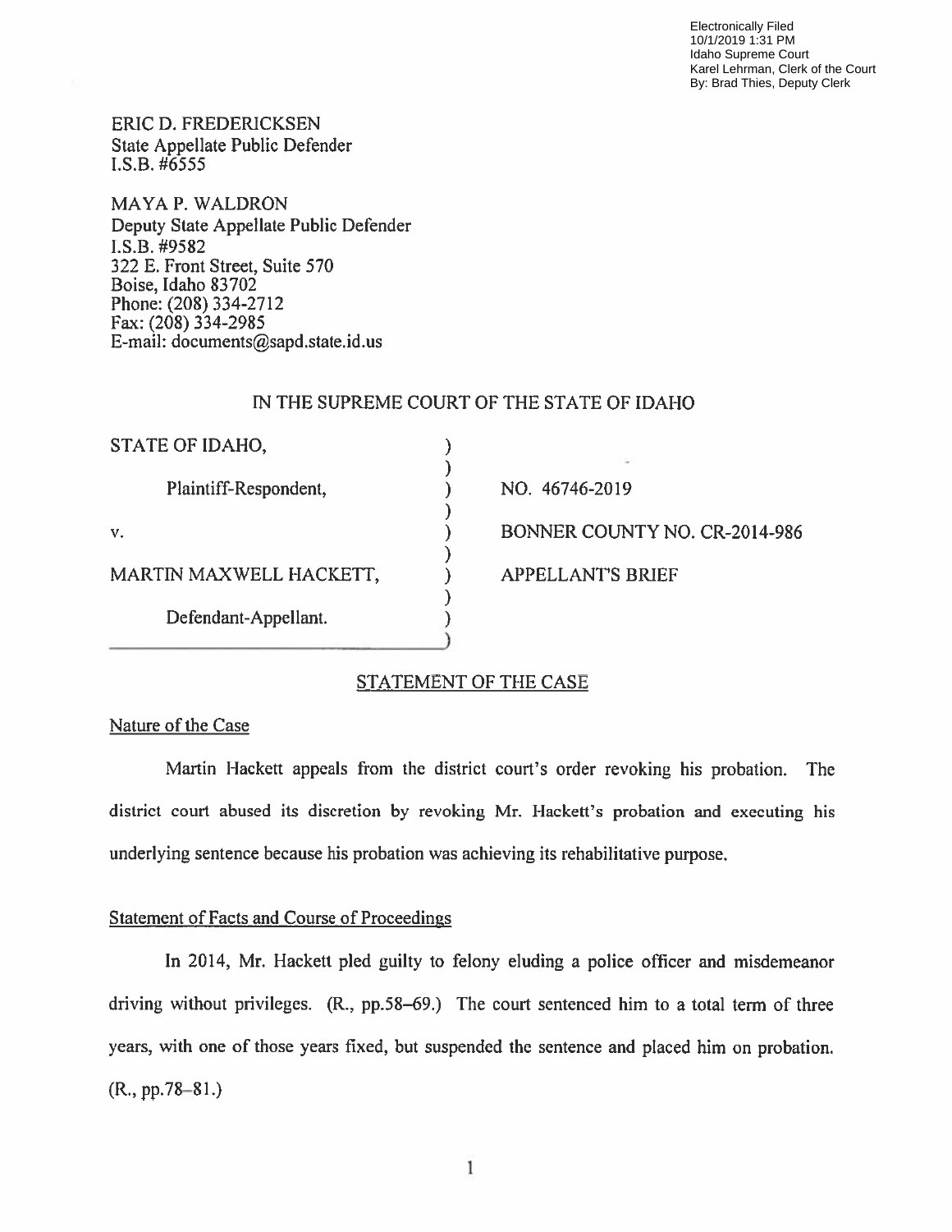Electronically Filed
10/1/2019 1:31 PM
Idaho Supreme Court
Karel Lehrman, Clerk of the Court
By: Brad Thies, Deputy Clerk

ERIC D. FREDERICKSEN
State Appellate Public Defender
I.S.B. #6555

MAYA P. WALDRON
Deputy State Appellate Public Defender
I.S.B. #9582
322 E. Front Street, Suite 570
Boise, Idaho 83702
Phone: (208) 334-2712
Fax: (208) 334-2985
E-mail: documents@sapd.state.id.us

IN THE SUPREME COURT OF THE STATE OF IDAHO

| | | |
|---|---|---|
| STATE OF IDAHO, | ) | |
| Plaintiff-Respondent, | ) | NO. 46746-2019 |
| v. | ) | BONNER COUNTY NO. CR-2014-986 |
| MARTIN MAXWELL HACKETT, | ) | APPELLANT'S BRIEF |
| Defendant-Appellant. | ) | |

## STATEMENT OF THE CASE

### Nature of the Case

Martin Hackett appeals from the district court's order revoking his probation. The district court abused its discretion by revoking Mr. Hackett's probation and executing his underlying sentence because his probation was achieving its rehabilitative purpose.

### Statement of Facts and Course of Proceedings

In 2014, Mr. Hackett pled guilty to felony eluding a police officer and misdemeanor driving without privileges. (R., pp.58–69.) The court sentenced him to a total term of three years, with one of those years fixed, but suspended the sentence and placed him on probation. (R., pp.78–81.)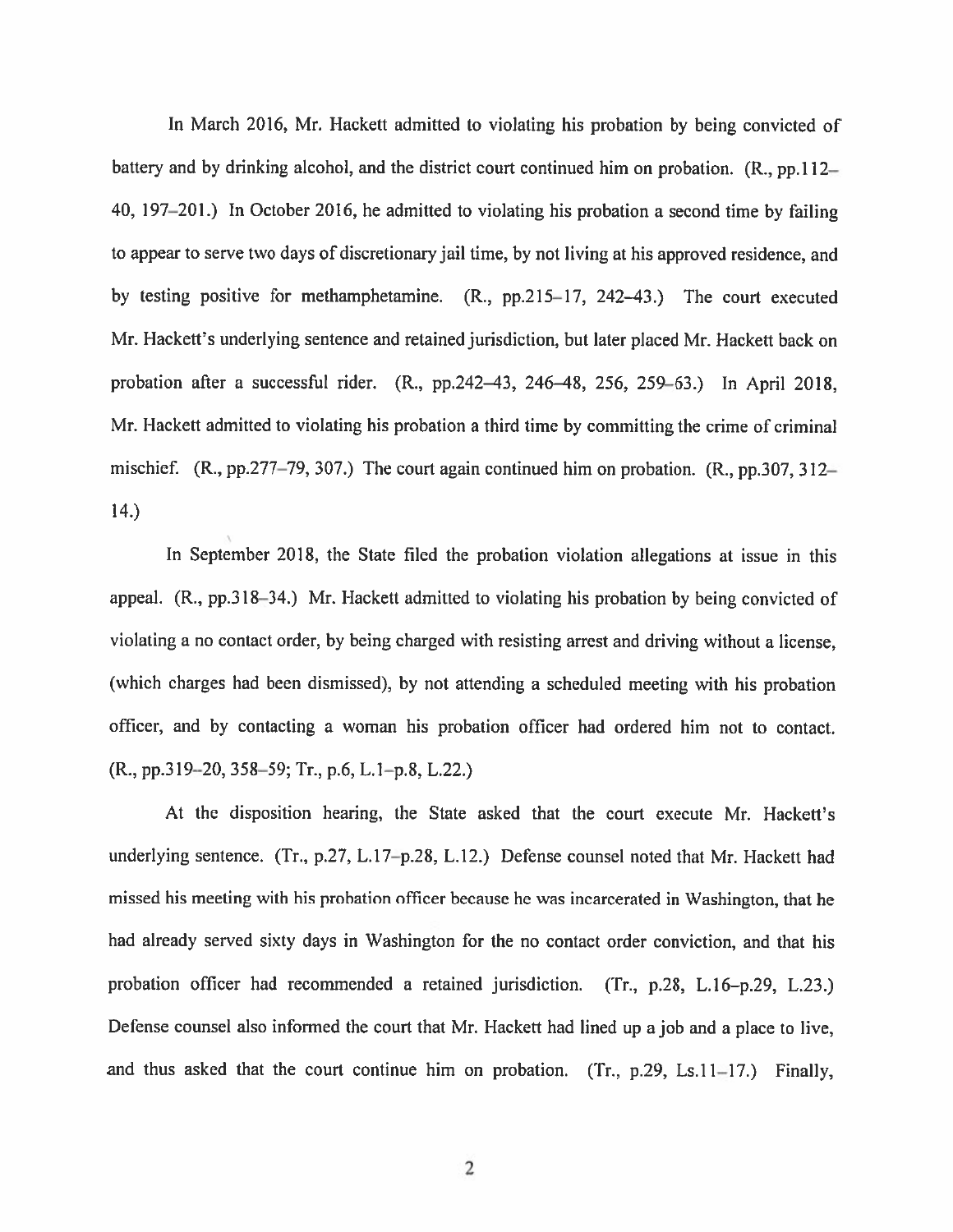In March 2016, Mr. Hackett admitted to violating his probation by being convicted of battery and by drinking alcohol, and the district court continued him on probation. (R., pp.112–40, 197–201.) In October 2016, he admitted to violating his probation a second time by failing to appear to serve two days of discretionary jail time, by not living at his approved residence, and by testing positive for methamphetamine. (R., pp.215–17, 242–43.) The court executed Mr. Hackett's underlying sentence and retained jurisdiction, but later placed Mr. Hackett back on probation after a successful rider. (R., pp.242–43, 246–48, 256, 259–63.) In April 2018, Mr. Hackett admitted to violating his probation a third time by committing the crime of criminal mischief. (R., pp.277–79, 307.) The court again continued him on probation. (R., pp.307, 312–14.)

In September 2018, the State filed the probation violation allegations at issue in this appeal. (R., pp.318–34.) Mr. Hackett admitted to violating his probation by being convicted of violating a no contact order, by being charged with resisting arrest and driving without a license, (which charges had been dismissed), by not attending a scheduled meeting with his probation officer, and by contacting a woman his probation officer had ordered him not to contact. (R., pp.319–20, 358–59; Tr., p.6, L.1–p.8, L.22.)

At the disposition hearing, the State asked that the court execute Mr. Hackett's underlying sentence. (Tr., p.27, L.17–p.28, L.12.) Defense counsel noted that Mr. Hackett had missed his meeting with his probation officer because he was incarcerated in Washington, that he had already served sixty days in Washington for the no contact order conviction, and that his probation officer had recommended a retained jurisdiction. (Tr., p.28, L.16–p.29, L.23.) Defense counsel also informed the court that Mr. Hackett had lined up a job and a place to live, and thus asked that the court continue him on probation. (Tr., p.29, Ls.11–17.) Finally,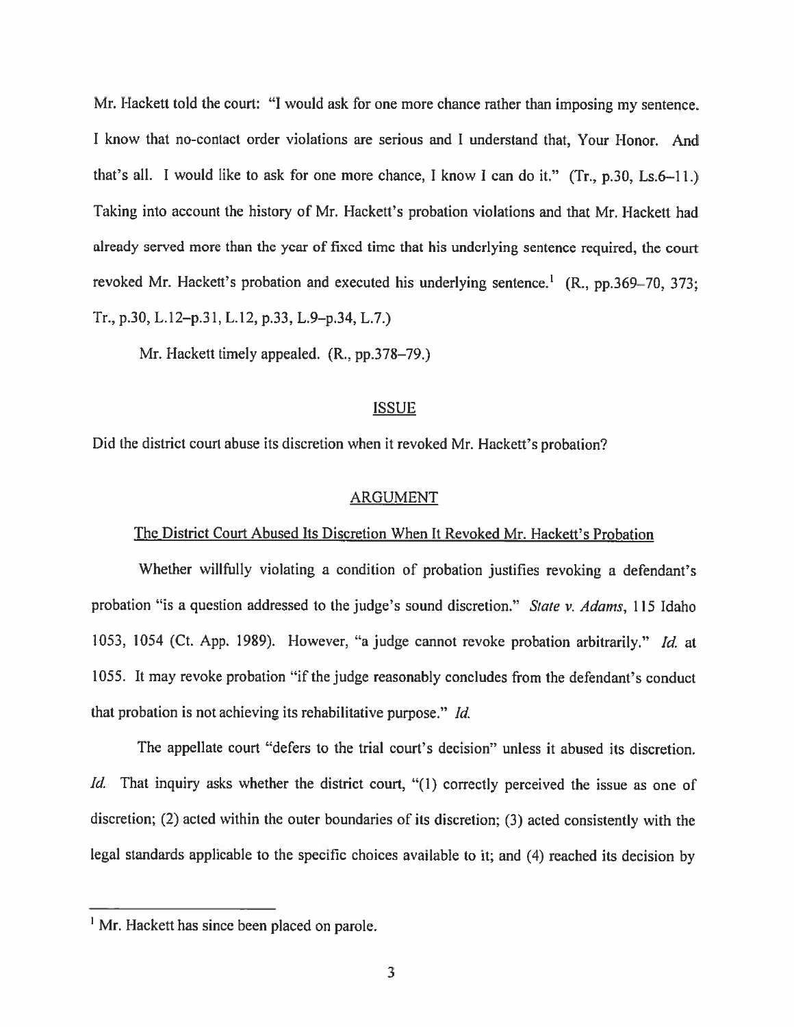Mr. Hackett told the court: "I would ask for one more chance rather than imposing my sentence. I know that no-contact order violations are serious and I understand that, Your Honor. And that's all. I would like to ask for one more chance, I know I can do it." (Tr., p.30, Ls.6–11.) Taking into account the history of Mr. Hackett's probation violations and that Mr. Hackett had already served more than the year of fixed time that his underlying sentence required, the court revoked Mr. Hackett's probation and executed his underlying sentence.[1] (R., pp.369–70, 373; Tr., p.30, L.12–p.31, L.12, p.33, L.9–p.34, L.7.)

Mr. Hackett timely appealed. (R., pp.378–79.)

## ISSUE

Did the district court abuse its discretion when it revoked Mr. Hackett's probation?

## ARGUMENT

### The District Court Abused Its Discretion When It Revoked Mr. Hackett's Probation

Whether willfully violating a condition of probation justifies revoking a defendant's probation "is a question addressed to the judge's sound discretion." *State v. Adams*, 115 Idaho 1053, 1054 (Ct. App. 1989). However, "a judge cannot revoke probation arbitrarily." *Id.* at 1055. It may revoke probation "if the judge reasonably concludes from the defendant's conduct that probation is not achieving its rehabilitative purpose." *Id.*

The appellate court "defers to the trial court's decision" unless it abused its discretion. *Id.* That inquiry asks whether the district court, "(1) correctly perceived the issue as one of discretion; (2) acted within the outer boundaries of its discretion; (3) acted consistently with the legal standards applicable to the specific choices available to it; and (4) reached its decision by

---

[1] Mr. Hackett has since been placed on parole.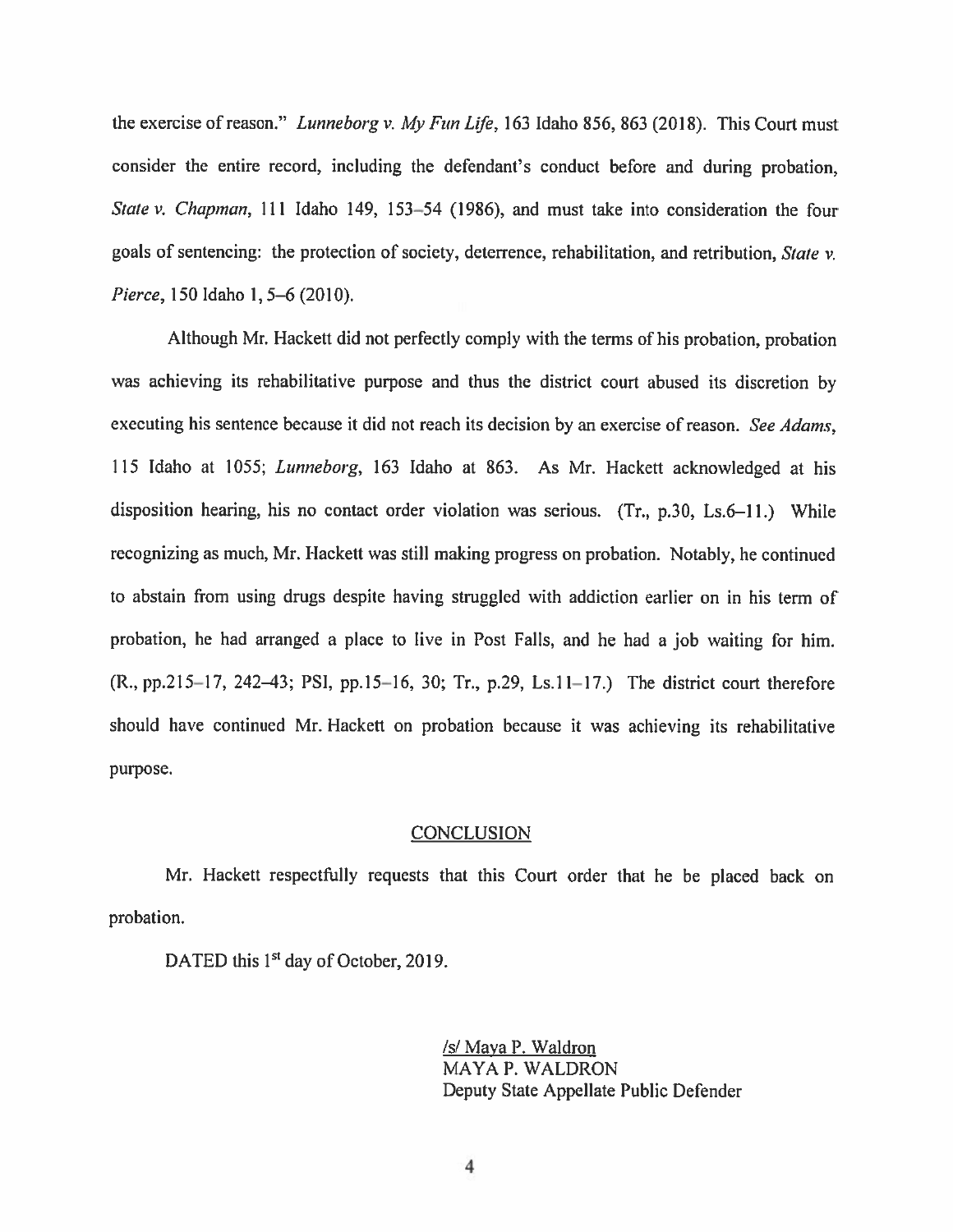the exercise of reason." *Lunneborg v. My Fun Life*, 163 Idaho 856, 863 (2018). This Court must consider the entire record, including the defendant's conduct before and during probation, *State v. Chapman*, 111 Idaho 149, 153–54 (1986), and must take into consideration the four goals of sentencing: the protection of society, deterrence, rehabilitation, and retribution, *State v. Pierce*, 150 Idaho 1, 5–6 (2010).

Although Mr. Hackett did not perfectly comply with the terms of his probation, probation was achieving its rehabilitative purpose and thus the district court abused its discretion by executing his sentence because it did not reach its decision by an exercise of reason. *See Adams*, 115 Idaho at 1055; *Lunneborg*, 163 Idaho at 863. As Mr. Hackett acknowledged at his disposition hearing, his no contact order violation was serious. (Tr., p.30, Ls.6–11.) While recognizing as much, Mr. Hackett was still making progress on probation. Notably, he continued to abstain from using drugs despite having struggled with addiction earlier on in his term of probation, he had arranged a place to live in Post Falls, and he had a job waiting for him. (R., pp.215–17, 242–43; PSI, pp.15–16, 30; Tr., p.29, Ls.11–17.) The district court therefore should have continued Mr. Hackett on probation because it was achieving its rehabilitative purpose.

## CONCLUSION

Mr. Hackett respectfully requests that this Court order that he be placed back on probation.

DATED this 1st day of October, 2019.

/s/ Maya P. Waldron
MAYA P. WALDRON
Deputy State Appellate Public Defender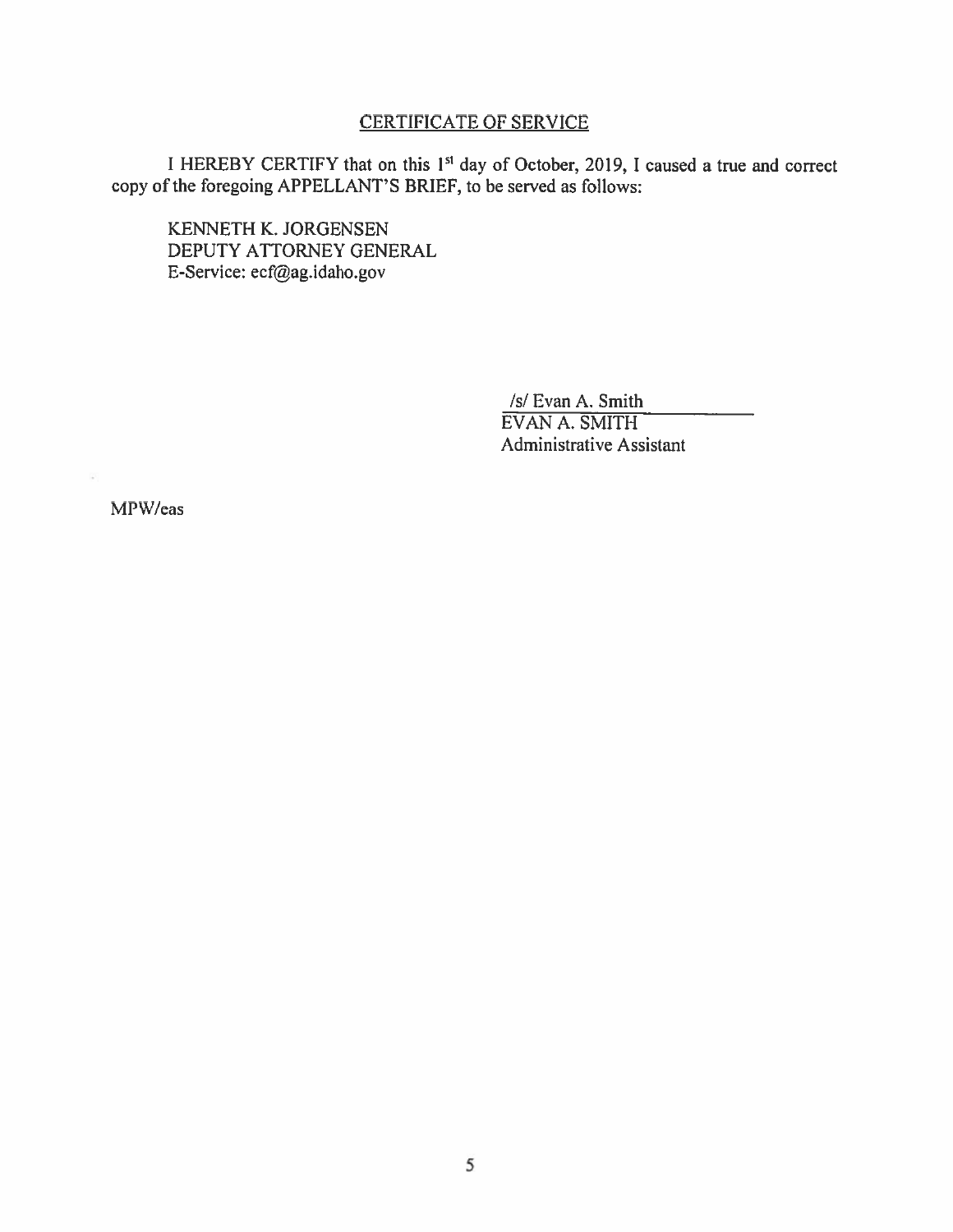## CERTIFICATE OF SERVICE

I HEREBY CERTIFY that on this 1st day of October, 2019, I caused a true and correct copy of the foregoing APPELLANT'S BRIEF, to be served as follows:

KENNETH K. JORGENSEN
DEPUTY ATTORNEY GENERAL
E-Service: ecf@ag.idaho.gov

/s/ Evan A. Smith
EVAN A. SMITH
Administrative Assistant

MPW/eas